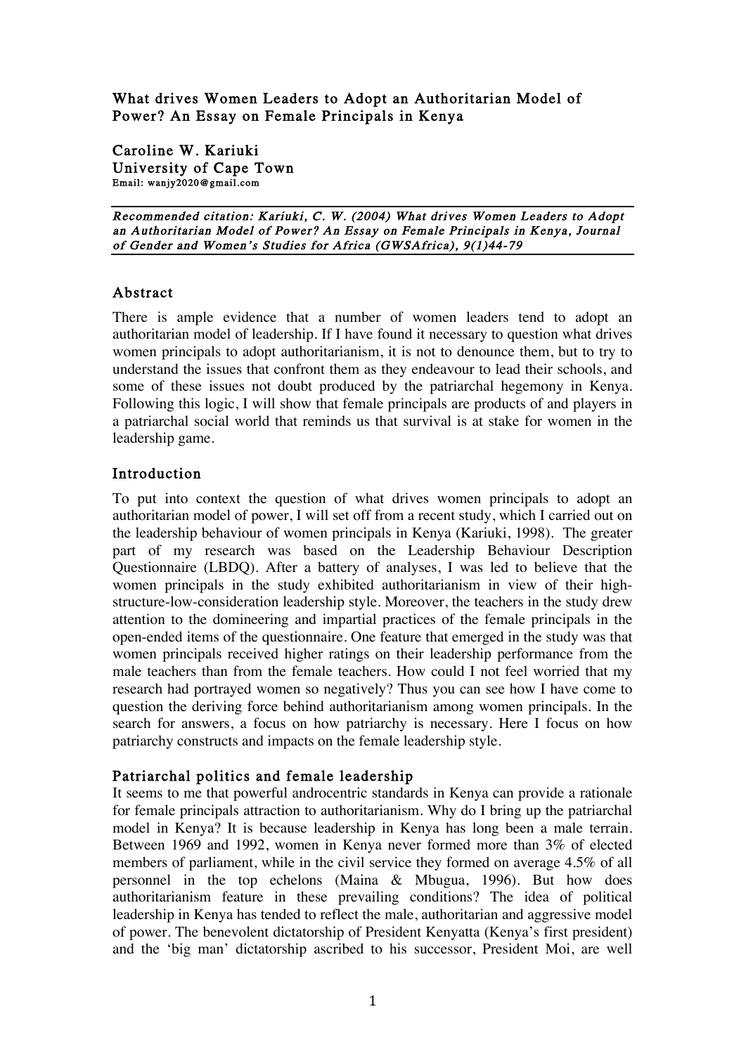# What drives Women Leaders to Adopt an Authoritarian Model of Power? An Essay on Female Principals in Kenya

**Caroline W. Kariuki**
**University of Cape Town**
**Email: wanjy2020@gmail.com**

***Recommended citation: Kariuki, C. W. (2004) What drives Women Leaders to Adopt an Authoritarian Model of Power? An Essay on Female Principals in Kenya, Journal of Gender and Women's Studies for Africa (GWSAfrica), 9(1)44-79***

## Abstract

There is ample evidence that a number of women leaders tend to adopt an authoritarian model of leadership. If I have found it necessary to question what drives women principals to adopt authoritarianism, it is not to denounce them, but to try to understand the issues that confront them as they endeavour to lead their schools, and some of these issues not doubt produced by the patriarchal hegemony in Kenya. Following this logic, I will show that female principals are products of and players in a patriarchal social world that reminds us that survival is at stake for women in the leadership game.

## Introduction

To put into context the question of what drives women principals to adopt an authoritarian model of power, I will set off from a recent study, which I carried out on the leadership behaviour of women principals in Kenya (Kariuki, 1998). The greater part of my research was based on the Leadership Behaviour Description Questionnaire (LBDQ). After a battery of analyses, I was led to believe that the women principals in the study exhibited authoritarianism in view of their high-structure-low-consideration leadership style. Moreover, the teachers in the study drew attention to the domineering and impartial practices of the female principals in the open-ended items of the questionnaire. One feature that emerged in the study was that women principals received higher ratings on their leadership performance from the male teachers than from the female teachers. How could I not feel worried that my research had portrayed women so negatively? Thus you can see how I have come to question the deriving force behind authoritarianism among women principals. In the search for answers, a focus on how patriarchy is necessary. Here I focus on how patriarchy constructs and impacts on the female leadership style.

## Patriarchal politics and female leadership

It seems to me that powerful androcentric standards in Kenya can provide a rationale for female principals attraction to authoritarianism. Why do I bring up the patriarchal model in Kenya? It is because leadership in Kenya has long been a male terrain. Between 1969 and 1992, women in Kenya never formed more than 3% of elected members of parliament, while in the civil service they formed on average 4.5% of all personnel in the top echelons (Maina & Mbugua, 1996). But how does authoritarianism feature in these prevailing conditions? The idea of political leadership in Kenya has tended to reflect the male, authoritarian and aggressive model of power. The benevolent dictatorship of President Kenyatta (Kenya's first president) and the 'big man' dictatorship ascribed to his successor, President Moi, are well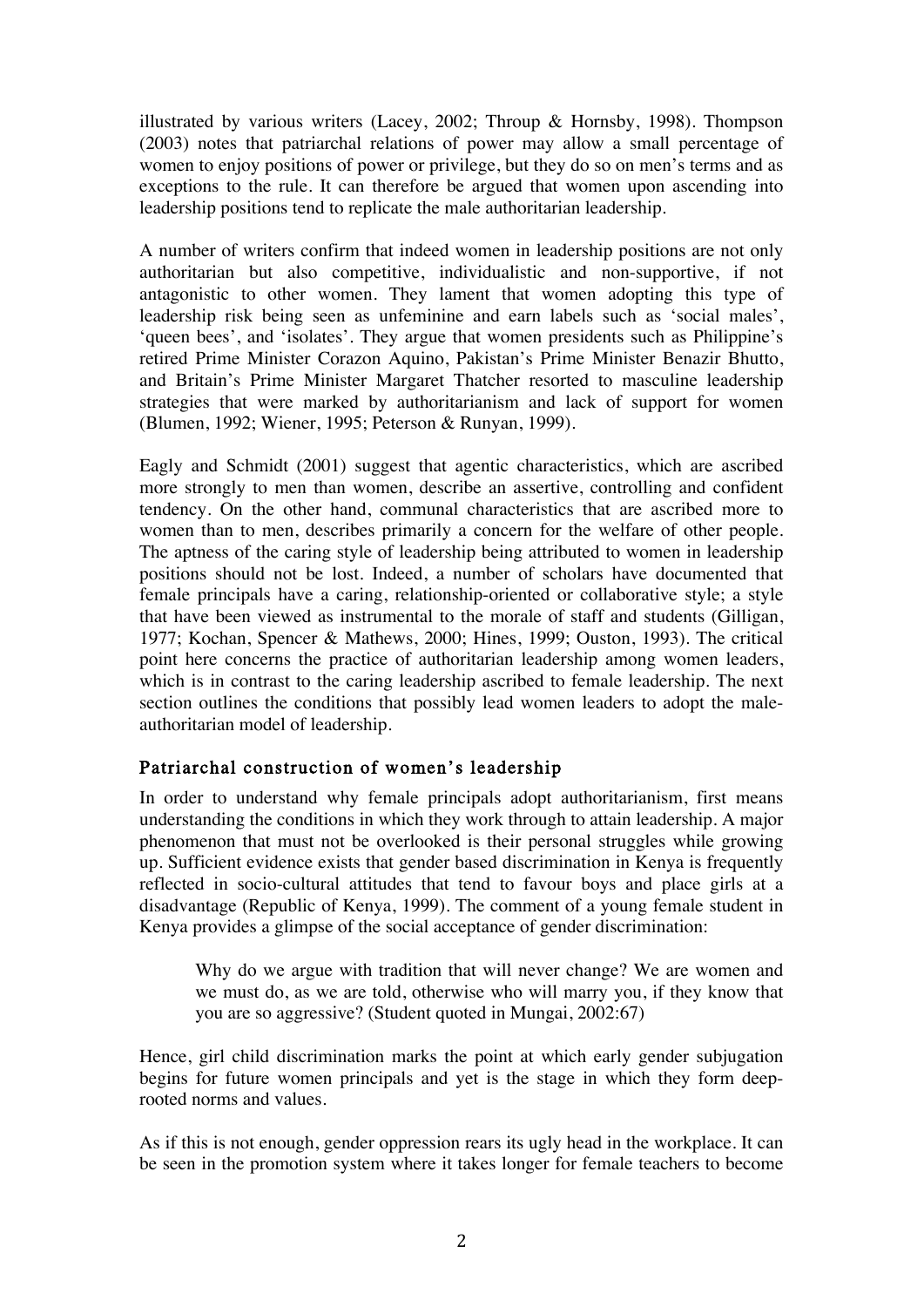illustrated by various writers (Lacey, 2002; Throup & Hornsby, 1998). Thompson (2003) notes that patriarchal relations of power may allow a small percentage of women to enjoy positions of power or privilege, but they do so on men's terms and as exceptions to the rule. It can therefore be argued that women upon ascending into leadership positions tend to replicate the male authoritarian leadership.

A number of writers confirm that indeed women in leadership positions are not only authoritarian but also competitive, individualistic and non-supportive, if not antagonistic to other women. They lament that women adopting this type of leadership risk being seen as unfeminine and earn labels such as 'social males', 'queen bees', and 'isolates'. They argue that women presidents such as Philippine's retired Prime Minister Corazon Aquino, Pakistan's Prime Minister Benazir Bhutto, and Britain's Prime Minister Margaret Thatcher resorted to masculine leadership strategies that were marked by authoritarianism and lack of support for women (Blumen, 1992; Wiener, 1995; Peterson & Runyan, 1999).

Eagly and Schmidt (2001) suggest that agentic characteristics, which are ascribed more strongly to men than women, describe an assertive, controlling and confident tendency. On the other hand, communal characteristics that are ascribed more to women than to men, describes primarily a concern for the welfare of other people. The aptness of the caring style of leadership being attributed to women in leadership positions should not be lost. Indeed, a number of scholars have documented that female principals have a caring, relationship-oriented or collaborative style; a style that have been viewed as instrumental to the morale of staff and students (Gilligan, 1977; Kochan, Spencer & Mathews, 2000; Hines, 1999; Ouston, 1993). The critical point here concerns the practice of authoritarian leadership among women leaders, which is in contrast to the caring leadership ascribed to female leadership. The next section outlines the conditions that possibly lead women leaders to adopt the male-authoritarian model of leadership.

## Patriarchal construction of women's leadership

In order to understand why female principals adopt authoritarianism, first means understanding the conditions in which they work through to attain leadership. A major phenomenon that must not be overlooked is their personal struggles while growing up. Sufficient evidence exists that gender based discrimination in Kenya is frequently reflected in socio-cultural attitudes that tend to favour boys and place girls at a disadvantage (Republic of Kenya, 1999). The comment of a young female student in Kenya provides a glimpse of the social acceptance of gender discrimination:

> Why do we argue with tradition that will never change? We are women and we must do, as we are told, otherwise who will marry you, if they know that you are so aggressive? (Student quoted in Mungai, 2002:67)

Hence, girl child discrimination marks the point at which early gender subjugation begins for future women principals and yet is the stage in which they form deep-rooted norms and values.

As if this is not enough, gender oppression rears its ugly head in the workplace. It can be seen in the promotion system where it takes longer for female teachers to become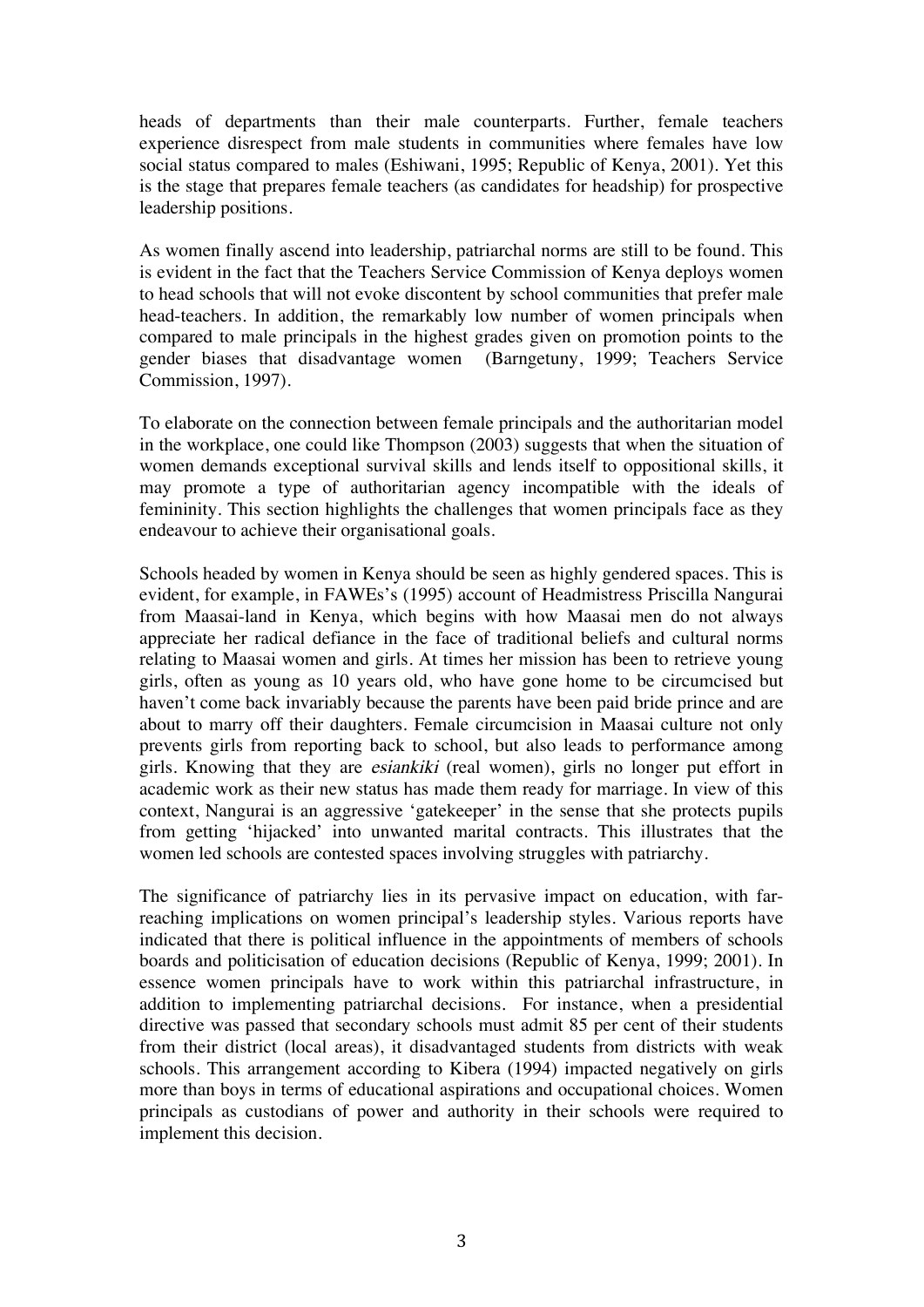heads of departments than their male counterparts. Further, female teachers experience disrespect from male students in communities where females have low social status compared to males (Eshiwani, 1995; Republic of Kenya, 2001). Yet this is the stage that prepares female teachers (as candidates for headship) for prospective leadership positions.

As women finally ascend into leadership, patriarchal norms are still to be found. This is evident in the fact that the Teachers Service Commission of Kenya deploys women to head schools that will not evoke discontent by school communities that prefer male head-teachers. In addition, the remarkably low number of women principals when compared to male principals in the highest grades given on promotion points to the gender biases that disadvantage women (Barngetuny, 1999; Teachers Service Commission, 1997).

To elaborate on the connection between female principals and the authoritarian model in the workplace, one could like Thompson (2003) suggests that when the situation of women demands exceptional survival skills and lends itself to oppositional skills, it may promote a type of authoritarian agency incompatible with the ideals of femininity. This section highlights the challenges that women principals face as they endeavour to achieve their organisational goals.

Schools headed by women in Kenya should be seen as highly gendered spaces. This is evident, for example, in FAWEs's (1995) account of Headmistress Priscilla Nangurai from Maasai-land in Kenya, which begins with how Maasai men do not always appreciate her radical defiance in the face of traditional beliefs and cultural norms relating to Maasai women and girls. At times her mission has been to retrieve young girls, often as young as 10 years old, who have gone home to be circumcised but haven't come back invariably because the parents have been paid bride prince and are about to marry off their daughters. Female circumcision in Maasai culture not only prevents girls from reporting back to school, but also leads to performance among girls. Knowing that they are *esiankiki* (real women), girls no longer put effort in academic work as their new status has made them ready for marriage. In view of this context, Nangurai is an aggressive 'gatekeeper' in the sense that she protects pupils from getting 'hijacked' into unwanted marital contracts. This illustrates that the women led schools are contested spaces involving struggles with patriarchy.

The significance of patriarchy lies in its pervasive impact on education, with far-reaching implications on women principal's leadership styles. Various reports have indicated that there is political influence in the appointments of members of schools boards and politicisation of education decisions (Republic of Kenya, 1999; 2001). In essence women principals have to work within this patriarchal infrastructure, in addition to implementing patriarchal decisions. For instance, when a presidential directive was passed that secondary schools must admit 85 per cent of their students from their district (local areas), it disadvantaged students from districts with weak schools. This arrangement according to Kibera (1994) impacted negatively on girls more than boys in terms of educational aspirations and occupational choices. Women principals as custodians of power and authority in their schools were required to implement this decision.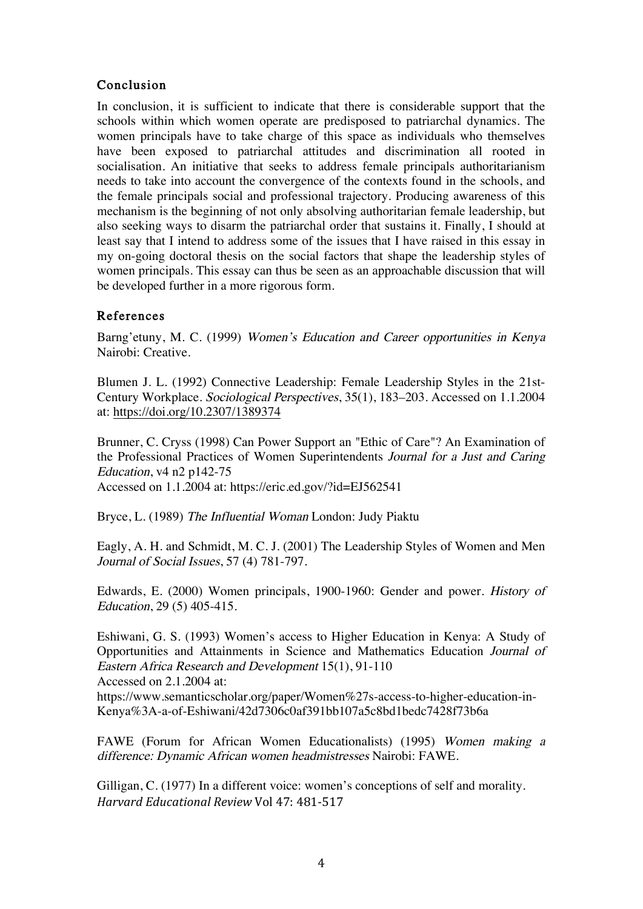## Conclusion

In conclusion, it is sufficient to indicate that there is considerable support that the schools within which women operate are predisposed to patriarchal dynamics. The women principals have to take charge of this space as individuals who themselves have been exposed to patriarchal attitudes and discrimination all rooted in socialisation. An initiative that seeks to address female principals authoritarianism needs to take into account the convergence of the contexts found in the schools, and the female principals social and professional trajectory. Producing awareness of this mechanism is the beginning of not only absolving authoritarian female leadership, but also seeking ways to disarm the patriarchal order that sustains it. Finally, I should at least say that I intend to address some of the issues that I have raised in this essay in my on-going doctoral thesis on the social factors that shape the leadership styles of women principals. This essay can thus be seen as an approachable discussion that will be developed further in a more rigorous form.

## References

Barng'etuny, M. C. (1999) *Women's Education and Career opportunities in Kenya* Nairobi: Creative.

Blumen J. L. (1992) Connective Leadership: Female Leadership Styles in the 21st-Century Workplace. *Sociological Perspectives*, 35(1), 183–203. Accessed on 1.1.2004 at: https://doi.org/10.2307/1389374

Brunner, C. Cryss (1998) Can Power Support an "Ethic of Care"? An Examination of the Professional Practices of Women Superintendents *Journal for a Just and Caring Education*, v4 n2 p142-75
Accessed on 1.1.2004 at: https://eric.ed.gov/?id=EJ562541

Bryce, L. (1989) *The Influential Woman* London: Judy Piaktu

Eagly, A. H. and Schmidt, M. C. J. (2001) The Leadership Styles of Women and Men *Journal of Social Issues*, 57 (4) 781-797.

Edwards, E. (2000) Women principals, 1900-1960: Gender and power. *History of Education*, 29 (5) 405-415.

Eshiwani, G. S. (1993) Women's access to Higher Education in Kenya: A Study of Opportunities and Attainments in Science and Mathematics Education *Journal of Eastern Africa Research and Development* 15(1), 91-110
Accessed on 2.1.2004 at:
https://www.semanticscholar.org/paper/Women%27s-access-to-higher-education-in-Kenya%3A-a-of-Eshiwani/42d7306c0af391bb107a5c8bd1bedc7428f73b6a

FAWE (Forum for African Women Educationalists) (1995) *Women making a difference: Dynamic African women headmistresses* Nairobi: FAWE.

Gilligan, C. (1977) In a different voice: women's conceptions of self and morality. *Harvard Educational Review* Vol 47: 481-517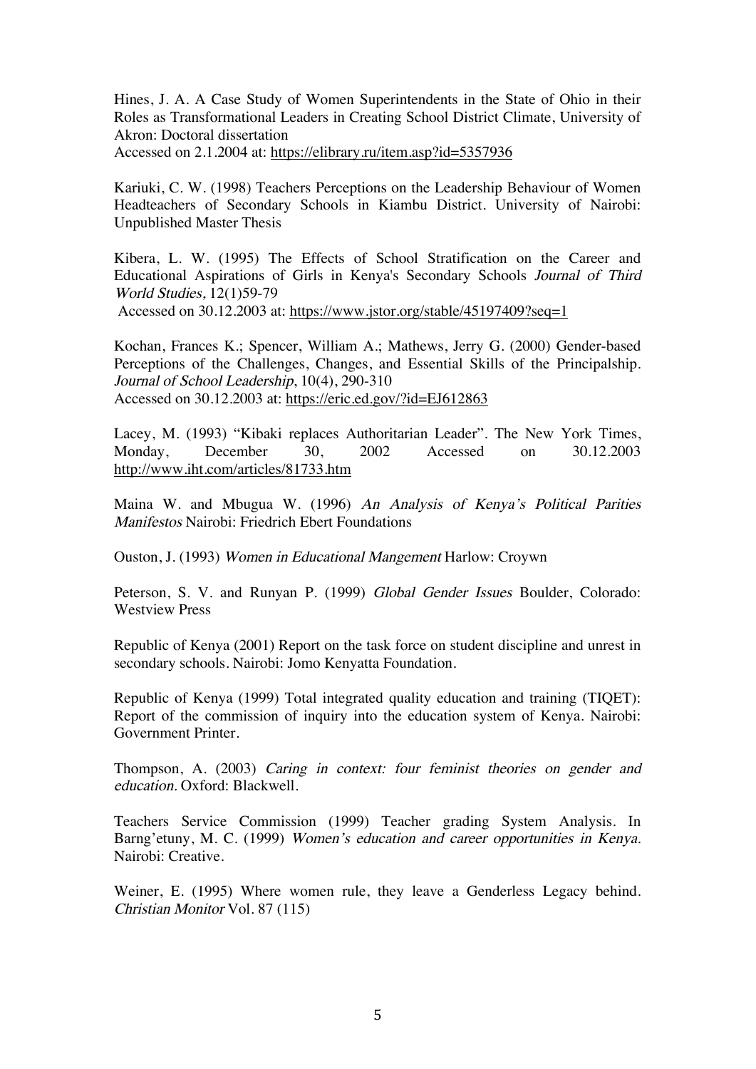Hines, J. A. A Case Study of Women Superintendents in the State of Ohio in their Roles as Transformational Leaders in Creating School District Climate, University of Akron: Doctoral dissertation
Accessed on 2.1.2004 at: https://elibrary.ru/item.asp?id=5357936

Kariuki, C. W. (1998) Teachers Perceptions on the Leadership Behaviour of Women Headteachers of Secondary Schools in Kiambu District. University of Nairobi: Unpublished Master Thesis

Kibera, L. W. (1995) The Effects of School Stratification on the Career and Educational Aspirations of Girls in Kenya's Secondary Schools *Journal of Third World Studies*, 12(1)59-79
Accessed on 30.12.2003 at: https://www.jstor.org/stable/45197409?seq=1

Kochan, Frances K.; Spencer, William A.; Mathews, Jerry G. (2000) Gender-based Perceptions of the Challenges, Changes, and Essential Skills of the Principalship. *Journal of School Leadership*, 10(4), 290-310
Accessed on 30.12.2003 at: https://eric.ed.gov/?id=EJ612863

Lacey, M. (1993) "Kibaki replaces Authoritarian Leader". The New York Times, Monday, December 30, 2002 Accessed on 30.12.2003 http://www.iht.com/articles/81733.htm

Maina W. and Mbugua W. (1996) *An Analysis of Kenya's Political Parities Manifestos* Nairobi: Friedrich Ebert Foundations

Ouston, J. (1993) *Women in Educational Mangement* Harlow: Croywn

Peterson, S. V. and Runyan P. (1999) *Global Gender Issues* Boulder, Colorado: Westview Press

Republic of Kenya (2001) Report on the task force on student discipline and unrest in secondary schools. Nairobi: Jomo Kenyatta Foundation.

Republic of Kenya (1999) Total integrated quality education and training (TIQET): Report of the commission of inquiry into the education system of Kenya. Nairobi: Government Printer.

Thompson, A. (2003) *Caring in context: four feminist theories on gender and education.* Oxford: Blackwell.

Teachers Service Commission (1999) Teacher grading System Analysis. In Barng'etuny, M. C. (1999) *Women's education and career opportunities in Kenya.* Nairobi: Creative.

Weiner, E. (1995) Where women rule, they leave a Genderless Legacy behind. *Christian Monitor* Vol. 87 (115)